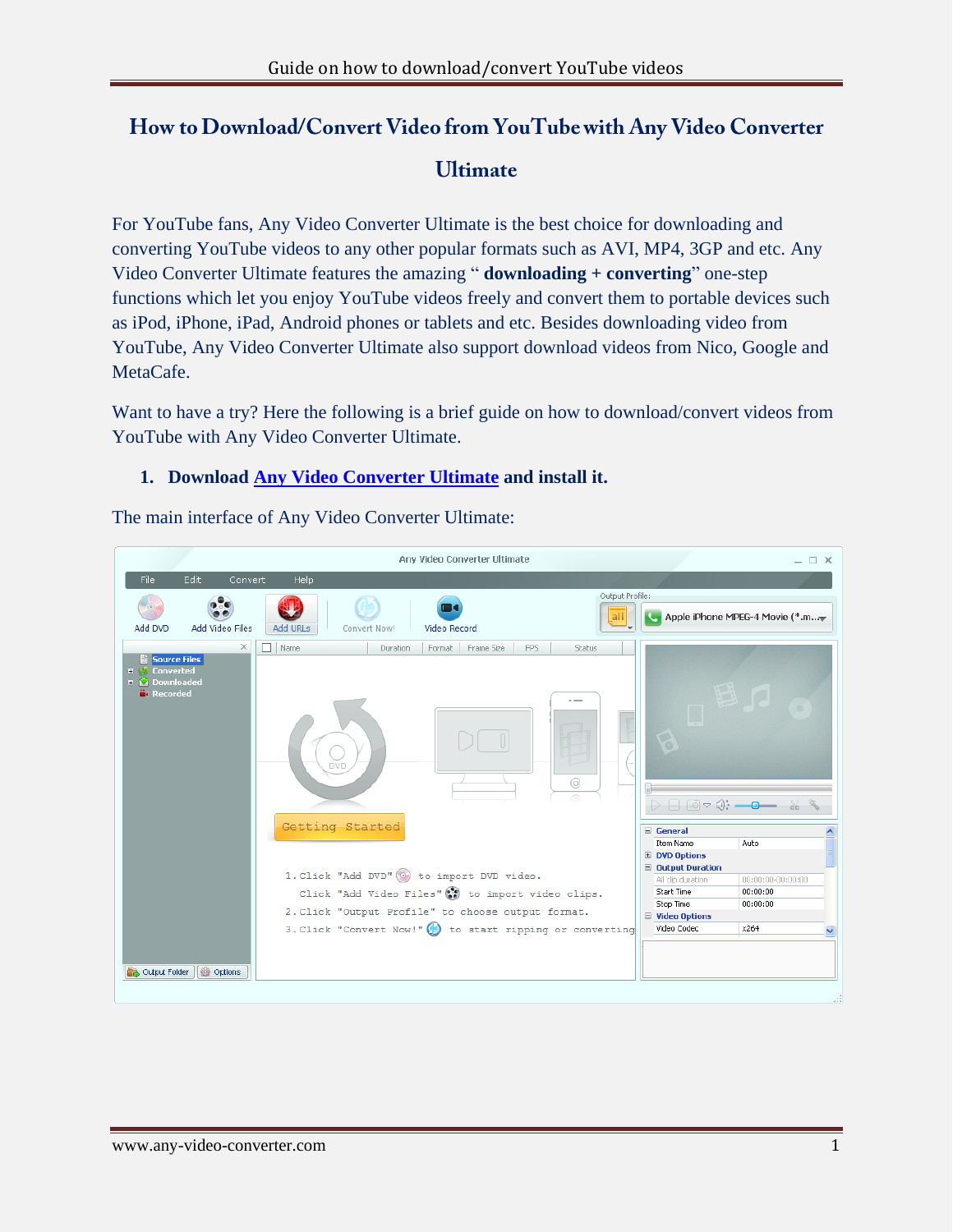# How to Download/Convert Video from YouTube with Any Video Converter Ultimate

For YouTube fans, Any Video Converter Ultimate is the best choice for downloading and converting YouTube videos to any other popular formats such as AVI, MP4, 3GP and etc. Any Video Converter Ultimate features the amazing " **downloading + converting**" one-step functions which let you enjoy YouTube videos freely and convert them to portable devices such as iPod, iPhone, iPad, Android phones or tablets and etc. Besides downloading video from YouTube, Any Video Converter Ultimate also support download videos from Nico, Google and MetaCafe.

Want to have a try? Here the following is a brief guide on how to download/convert videos from YouTube with Any Video Converter Ultimate.

1. **Download Any Video Converter Ultimate and install it.**

The main interface of Any Video Converter Ultimate: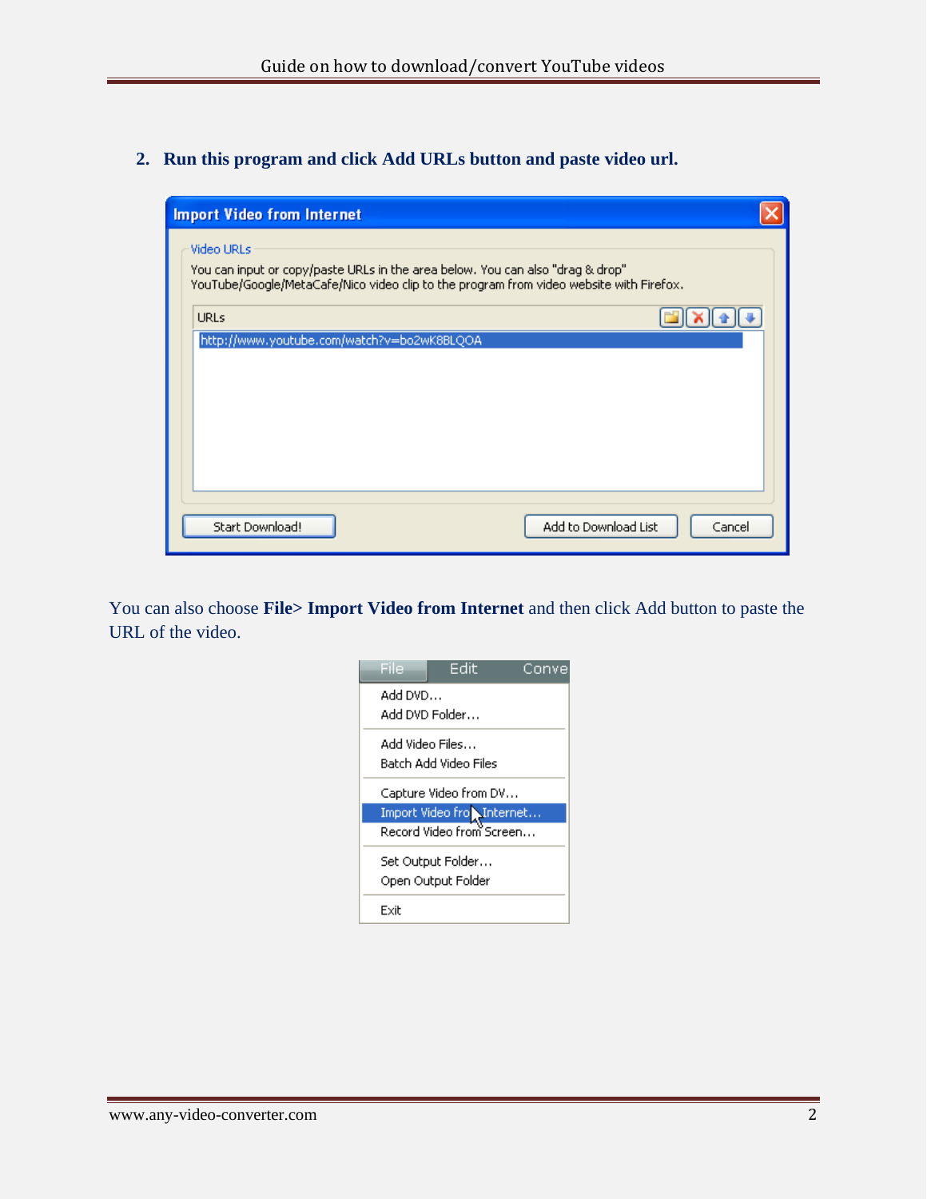2. **Run this program and click Add URLs button and paste video url.**

You can also choose **File> Import Video from Internet** and then click Add button to paste the URL of the video.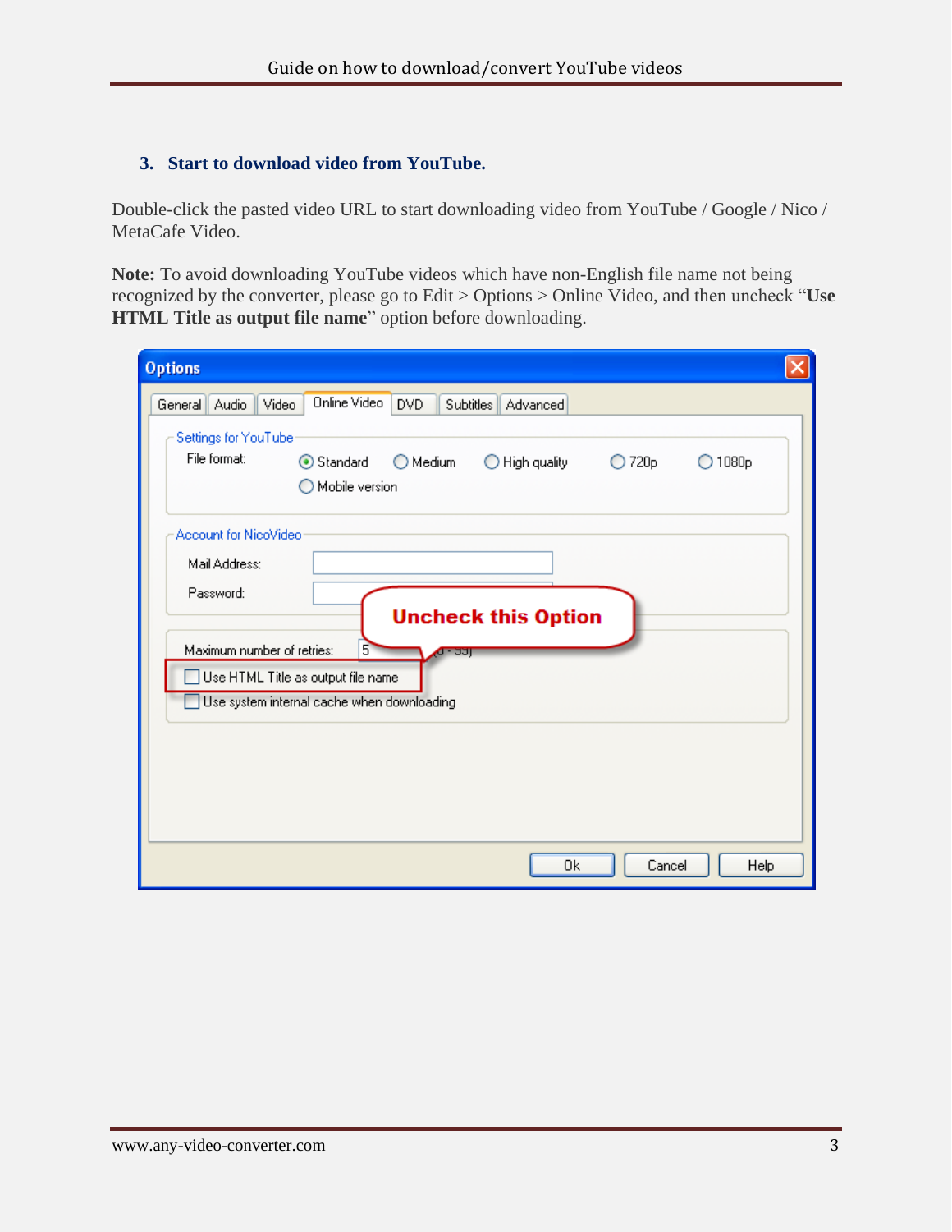### 3. Start to download video from YouTube.

Double-click the pasted video URL to start downloading video from YouTube / Google / Nico / MetaCafe Video.

**Note:** To avoid downloading YouTube videos which have non-English file name not being recognized by the converter, please go to Edit > Options > Online Video, and then uncheck "**Use HTML Title as output file name**" option before downloading.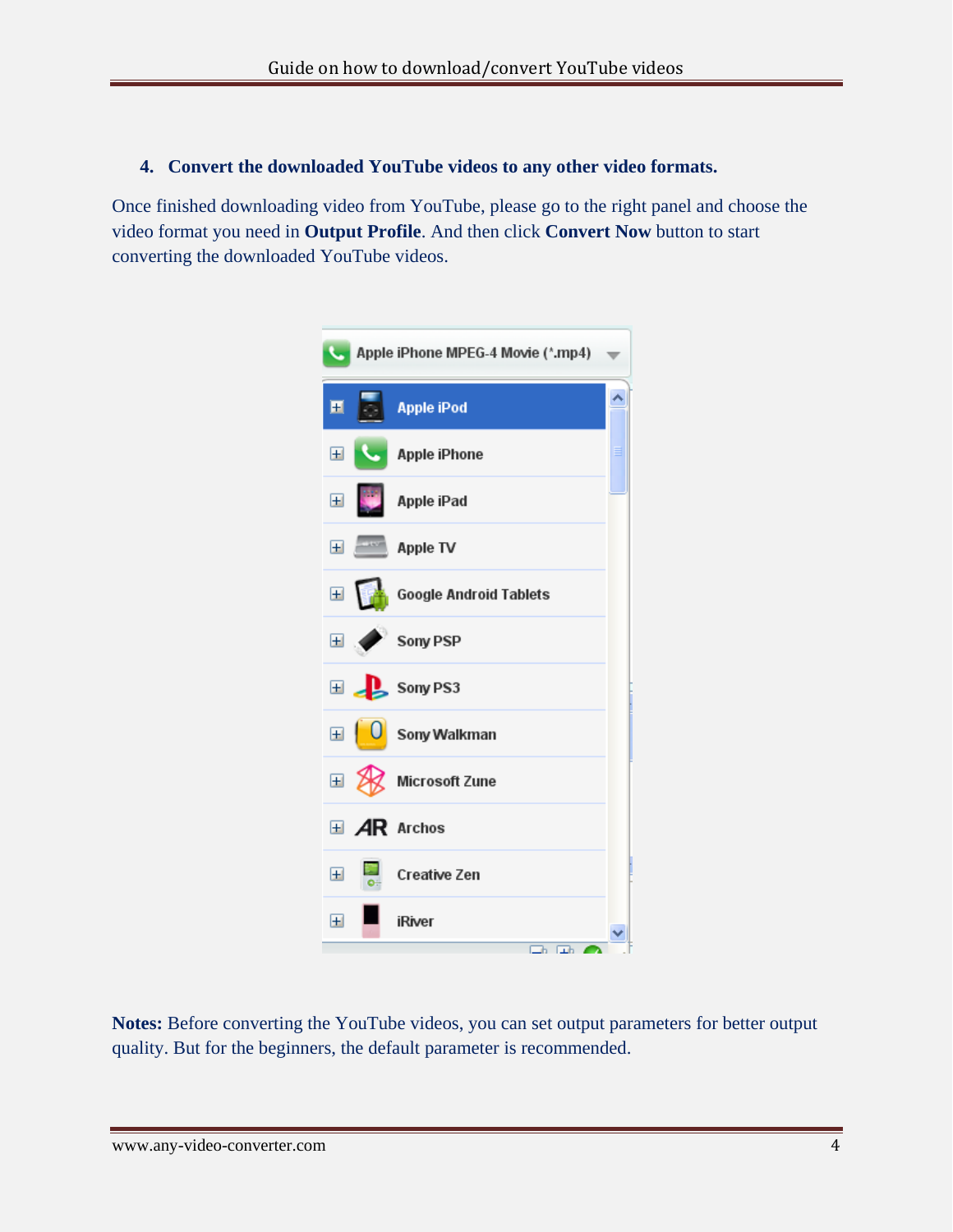4. **Convert the downloaded YouTube videos to any other video formats.**

Once finished downloading video from YouTube, please go to the right panel and choose the video format you need in **Output Profile**. And then click **Convert Now** button to start converting the downloaded YouTube videos.

**Notes:** Before converting the YouTube videos, you can set output parameters for better output quality. But for the beginners, the default parameter is recommended.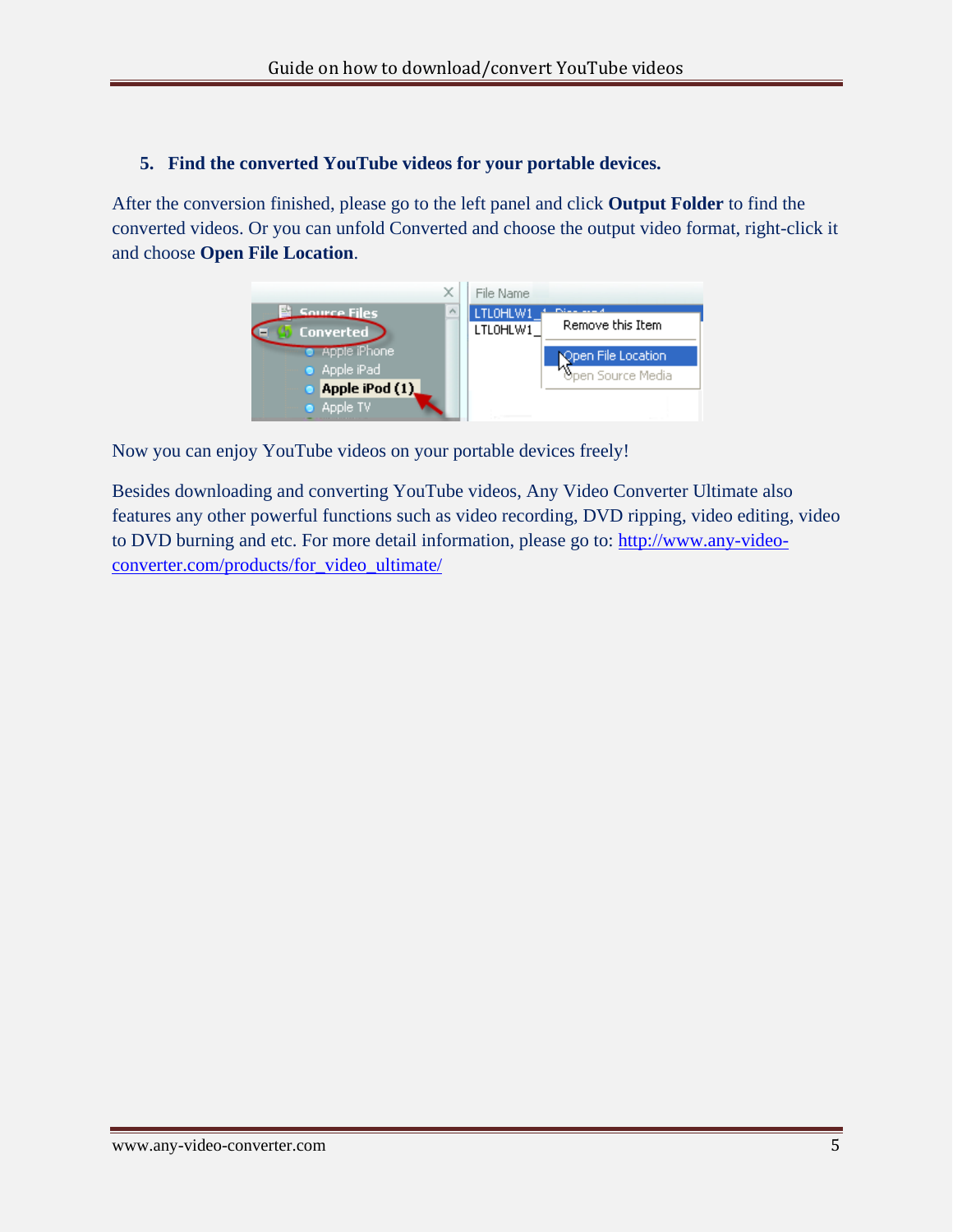### 5. Find the converted YouTube videos for your portable devices.

After the conversion finished, please go to the left panel and click **Output Folder** to find the converted videos. Or you can unfold Converted and choose the output video format, right-click it and choose **Open File Location**.

Now you can enjoy YouTube videos on your portable devices freely!

Besides downloading and converting YouTube videos, Any Video Converter Ultimate also features any other powerful functions such as video recording, DVD ripping, video editing, video to DVD burning and etc. For more detail information, please go to: [http://www.any-video-converter.com/products/for_video_ultimate/](http://www.any-video-converter.com/products/for_video_ultimate/)